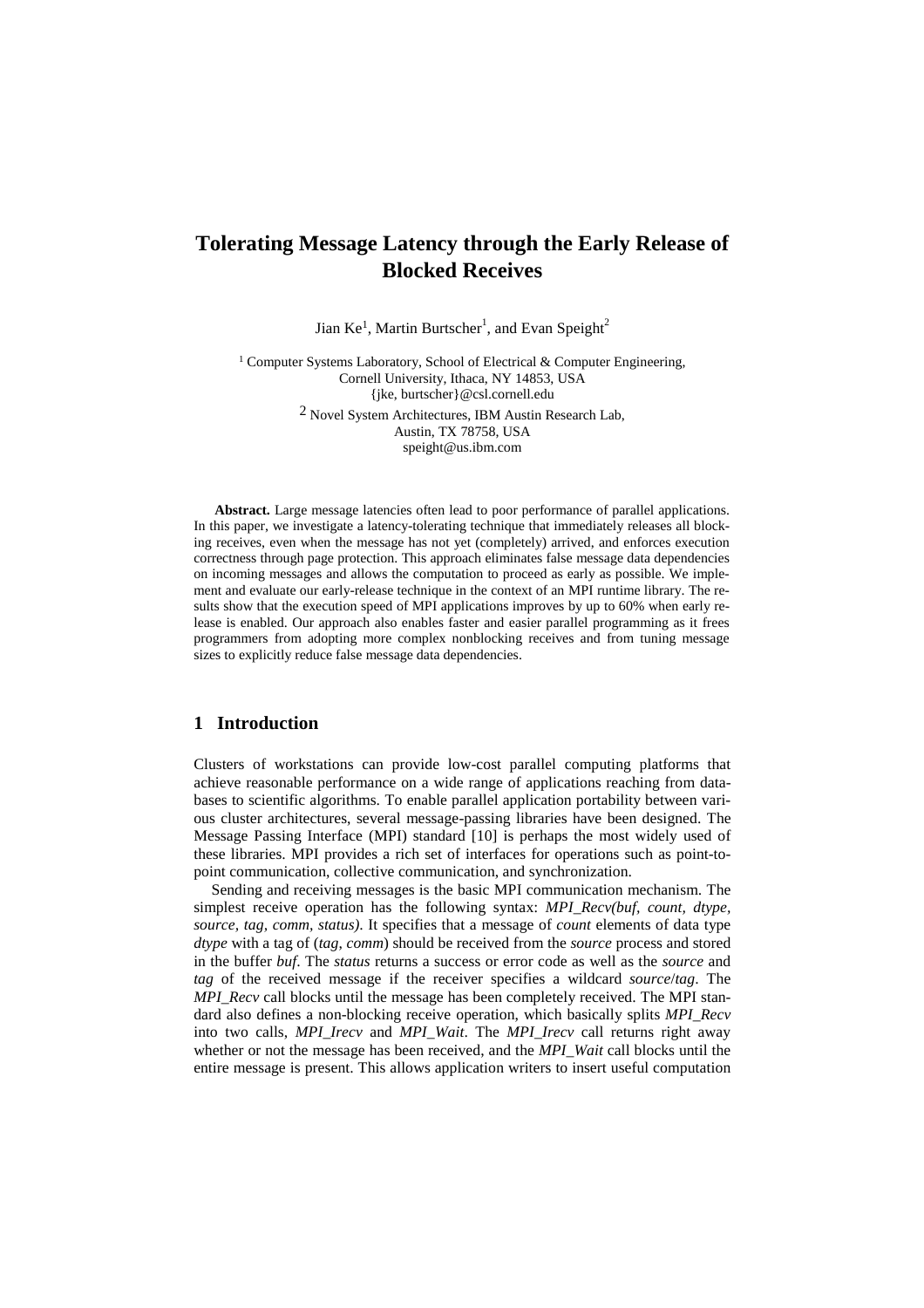# Tolerating Message Latency through the Early Release of Blocked Receives

Jian Ke[1], Martin Burtscher[1], and Evan Speight[2]

[1] Computer Systems Laboratory, School of Electrical & Computer Engineering, Cornell University, Ithaca, NY 14853, USA
{jke, burtscher}@csl.cornell.edu

[2] Novel System Architectures, IBM Austin Research Lab, Austin, TX 78758, USA
speight@us.ibm.com

**Abstract.** Large message latencies often lead to poor performance of parallel applications. In this paper, we investigate a latency-tolerating technique that immediately releases all blocking receives, even when the message has not yet (completely) arrived, and enforces execution correctness through page protection. This approach eliminates false message data dependencies on incoming messages and allows the computation to proceed as early as possible. We implement and evaluate our early-release technique in the context of an MPI runtime library. The results show that the execution speed of MPI applications improves by up to 60% when early release is enabled. Our approach also enables faster and easier parallel programming as it frees programmers from adopting more complex nonblocking receives and from tuning message sizes to explicitly reduce false message data dependencies.

## 1 Introduction

Clusters of workstations can provide low-cost parallel computing platforms that achieve reasonable performance on a wide range of applications reaching from databases to scientific algorithms. To enable parallel application portability between various cluster architectures, several message-passing libraries have been designed. The Message Passing Interface (MPI) standard [10] is perhaps the most widely used of these libraries. MPI provides a rich set of interfaces for operations such as point-to-point communication, collective communication, and synchronization.

Sending and receiving messages is the basic MPI communication mechanism. The simplest receive operation has the following syntax: *MPI_Recv(buf, count, dtype, source, tag, comm, status)*. It specifies that a message of *count* elements of data type *dtype* with a tag of (*tag, comm*) should be received from the *source* process and stored in the buffer *buf*. The *status* returns a success or error code as well as the *source* and *tag* of the received message if the receiver specifies a wildcard *source*/*tag*. The *MPI_Recv* call blocks until the message has been completely received. The MPI standard also defines a non-blocking receive operation, which basically splits *MPI_Recv* into two calls, *MPI_Irecv* and *MPI_Wait*. The *MPI_Irecv* call returns right away whether or not the message has been received, and the *MPI_Wait* call blocks until the entire message is present. This allows application writers to insert useful computation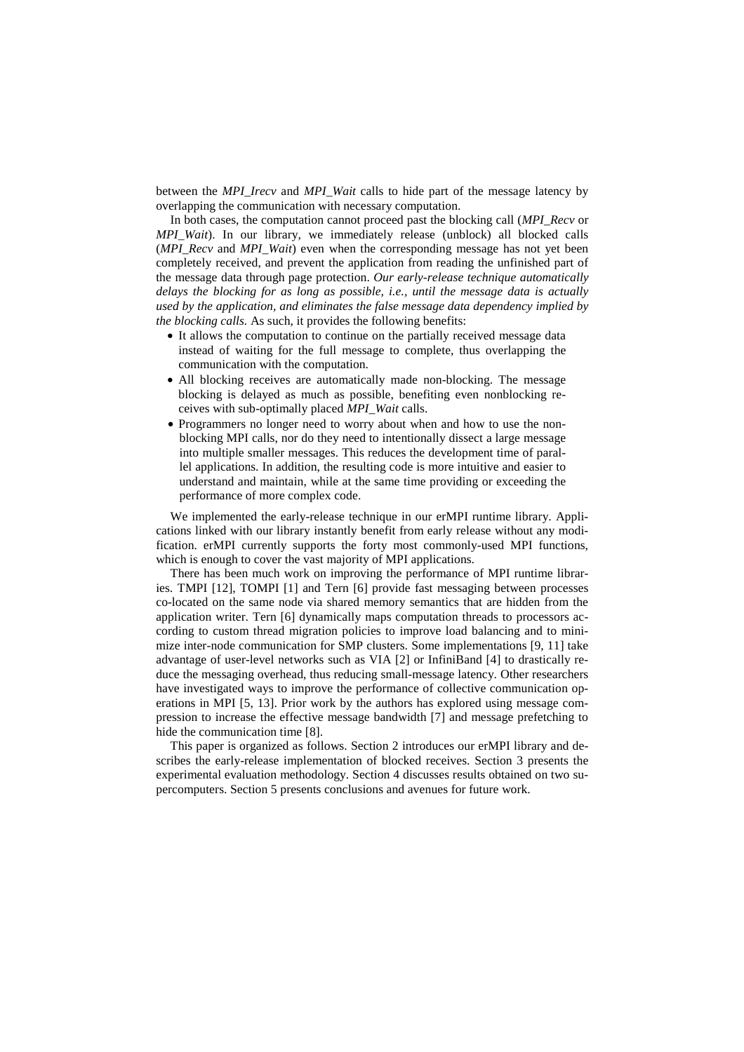between the *MPI_Irecv* and *MPI_Wait* calls to hide part of the message latency by overlapping the communication with necessary computation.

In both cases, the computation cannot proceed past the blocking call (*MPI_Recv* or *MPI_Wait*). In our library, we immediately release (unblock) all blocked calls (*MPI_Recv* and *MPI_Wait*) even when the corresponding message has not yet been completely received, and prevent the application from reading the unfinished part of the message data through page protection. *Our early-release technique automatically delays the blocking for as long as possible, i.e., until the message data is actually used by the application, and eliminates the false message data dependency implied by the blocking calls.* As such, it provides the following benefits:

- It allows the computation to continue on the partially received message data instead of waiting for the full message to complete, thus overlapping the communication with the computation.
- All blocking receives are automatically made non-blocking. The message blocking is delayed as much as possible, benefiting even nonblocking receives with sub-optimally placed *MPI_Wait* calls.
- Programmers no longer need to worry about when and how to use the non-blocking MPI calls, nor do they need to intentionally dissect a large message into multiple smaller messages. This reduces the development time of parallel applications. In addition, the resulting code is more intuitive and easier to understand and maintain, while at the same time providing or exceeding the performance of more complex code.

We implemented the early-release technique in our erMPI runtime library. Applications linked with our library instantly benefit from early release without any modification. erMPI currently supports the forty most commonly-used MPI functions, which is enough to cover the vast majority of MPI applications.

There has been much work on improving the performance of MPI runtime libraries. TMPI [12], TOMPI [1] and Tern [6] provide fast messaging between processes co-located on the same node via shared memory semantics that are hidden from the application writer. Tern [6] dynamically maps computation threads to processors according to custom thread migration policies to improve load balancing and to minimize inter-node communication for SMP clusters. Some implementations [9, 11] take advantage of user-level networks such as VIA [2] or InfiniBand [4] to drastically reduce the messaging overhead, thus reducing small-message latency. Other researchers have investigated ways to improve the performance of collective communication operations in MPI [5, 13]. Prior work by the authors has explored using message compression to increase the effective message bandwidth [7] and message prefetching to hide the communication time [8].

This paper is organized as follows. Section 2 introduces our erMPI library and describes the early-release implementation of blocked receives. Section 3 presents the experimental evaluation methodology. Section 4 discusses results obtained on two supercomputers. Section 5 presents conclusions and avenues for future work.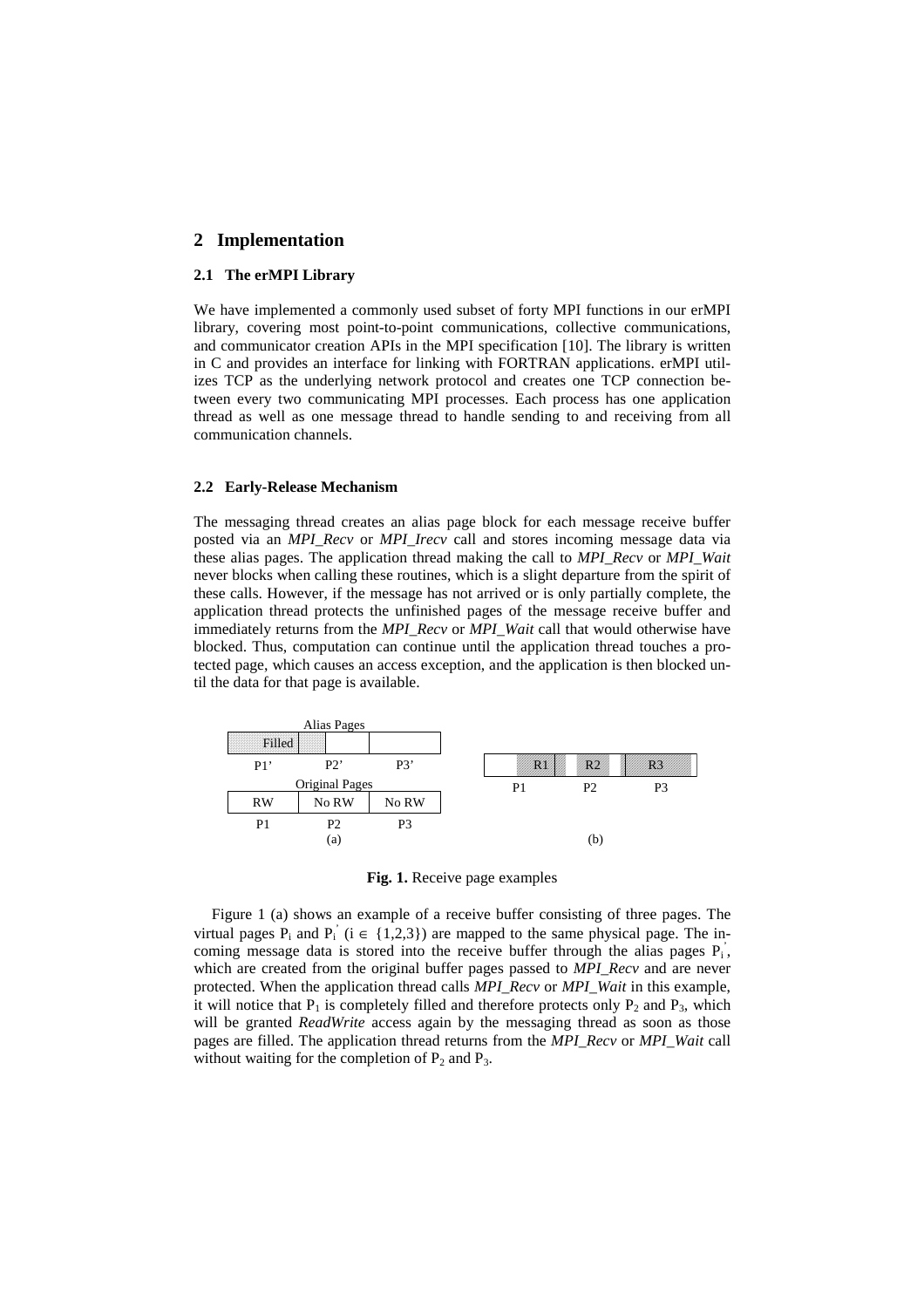## 2 Implementation

### 2.1 The erMPI Library

We have implemented a commonly used subset of forty MPI functions in our erMPI library, covering most point-to-point communications, collective communications, and communicator creation APIs in the MPI specification [10]. The library is written in C and provides an interface for linking with FORTRAN applications. erMPI utilizes TCP as the underlying network protocol and creates one TCP connection between every two communicating MPI processes. Each process has one application thread as well as one message thread to handle sending to and receiving from all communication channels.

### 2.2 Early-Release Mechanism

The messaging thread creates an alias page block for each message receive buffer posted via an *MPI_Recv* or *MPI_Irecv* call and stores incoming message data via these alias pages. The application thread making the call to *MPI_Recv* or *MPI_Wait* never blocks when calling these routines, which is a slight departure from the spirit of these calls. However, if the message has not arrived or is only partially complete, the application thread protects the unfinished pages of the message receive buffer and immediately returns from the *MPI_Recv* or *MPI_Wait* call that would otherwise have blocked. Thus, computation can continue until the application thread touches a protected page, which causes an access exception, and the application is then blocked until the data for that page is available.

**Fig. 1.** Receive page examples

Figure 1 (a) shows an example of a receive buffer consisting of three pages. The virtual pages $P_i$ and $P_i^{'}$ ($i \in \{1,2,3\}$) are mapped to the same physical page. The incoming message data is stored into the receive buffer through the alias pages $P_i^{'}$, which are created from the original buffer pages passed to *MPI_Recv* and are never protected. When the application thread calls *MPI_Recv* or *MPI_Wait* in this example, it will notice that $P_1$ is completely filled and therefore protects only $P_2$ and $P_3$, which will be granted *ReadWrite* access again by the messaging thread as soon as those pages are filled. The application thread returns from the *MPI_Recv* or *MPI_Wait* call without waiting for the completion of $P_2$ and $P_3$.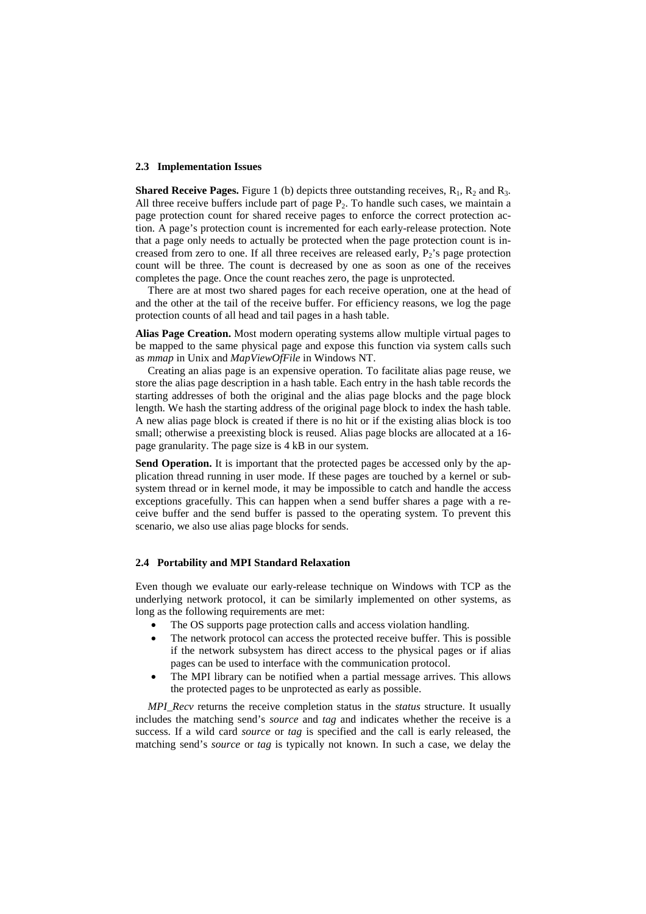### 2.3 Implementation Issues

**Shared Receive Pages.** Figure 1 (b) depicts three outstanding receives, $R_1$, $R_2$ and $R_3$. All three receive buffers include part of page $P_2$. To handle such cases, we maintain a page protection count for shared receive pages to enforce the correct protection action. A page's protection count is incremented for each early-release protection. Note that a page only needs to actually be protected when the page protection count is increased from zero to one. If all three receives are released early, $P_2$'s page protection count will be three. The count is decreased by one as soon as one of the receives completes the page. Once the count reaches zero, the page is unprotected.

There are at most two shared pages for each receive operation, one at the head of and the other at the tail of the receive buffer. For efficiency reasons, we log the page protection counts of all head and tail pages in a hash table.

**Alias Page Creation.** Most modern operating systems allow multiple virtual pages to be mapped to the same physical page and expose this function via system calls such as *mmap* in Unix and *MapViewOfFile* in Windows NT.

Creating an alias page is an expensive operation. To facilitate alias page reuse, we store the alias page description in a hash table. Each entry in the hash table records the starting addresses of both the original and the alias page blocks and the page block length. We hash the starting address of the original page block to index the hash table. A new alias page block is created if there is no hit or if the existing alias block is too small; otherwise a preexisting block is reused. Alias page blocks are allocated at a 16-page granularity. The page size is 4 kB in our system.

**Send Operation.** It is important that the protected pages be accessed only by the application thread running in user mode. If these pages are touched by a kernel or subsystem thread or in kernel mode, it may be impossible to catch and handle the access exceptions gracefully. This can happen when a send buffer shares a page with a receive buffer and the send buffer is passed to the operating system. To prevent this scenario, we also use alias page blocks for sends.

### 2.4 Portability and MPI Standard Relaxation

Even though we evaluate our early-release technique on Windows with TCP as the underlying network protocol, it can be similarly implemented on other systems, as long as the following requirements are met:

- The OS supports page protection calls and access violation handling.
- The network protocol can access the protected receive buffer. This is possible if the network subsystem has direct access to the physical pages or if alias pages can be used to interface with the communication protocol.
- The MPI library can be notified when a partial message arrives. This allows the protected pages to be unprotected as early as possible.

*MPI_Recv* returns the receive completion status in the *status* structure. It usually includes the matching send's *source* and *tag* and indicates whether the receive is a success. If a wild card *source* or *tag* is specified and the call is early released, the matching send's *source* or *tag* is typically not known. In such a case, we delay the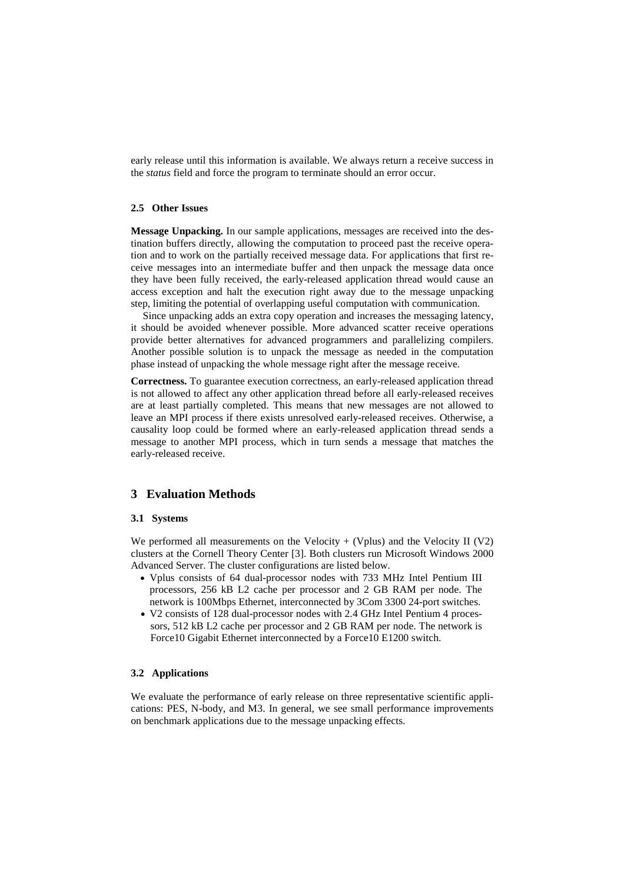early release until this information is available. We always return a receive success in the *status* field and force the program to terminate should an error occur.

### 2.5 Other Issues

**Message Unpacking.** In our sample applications, messages are received into the destination buffers directly, allowing the computation to proceed past the receive operation and to work on the partially received message data. For applications that first receive messages into an intermediate buffer and then unpack the message data once they have been fully received, the early-released application thread would cause an access exception and halt the execution right away due to the message unpacking step, limiting the potential of overlapping useful computation with communication.

Since unpacking adds an extra copy operation and increases the messaging latency, it should be avoided whenever possible. More advanced scatter receive operations provide better alternatives for advanced programmers and parallelizing compilers. Another possible solution is to unpack the message as needed in the computation phase instead of unpacking the whole message right after the message receive.

**Correctness.** To guarantee execution correctness, an early-released application thread is not allowed to affect any other application thread before all early-released receives are at least partially completed. This means that new messages are not allowed to leave an MPI process if there exists unresolved early-released receives. Otherwise, a causality loop could be formed where an early-released application thread sends a message to another MPI process, which in turn sends a message that matches the early-released receive.

## 3 Evaluation Methods

### 3.1 Systems

We performed all measurements on the Velocity + (Vplus) and the Velocity II (V2) clusters at the Cornell Theory Center [3]. Both clusters run Microsoft Windows 2000 Advanced Server. The cluster configurations are listed below.

- Vplus consists of 64 dual-processor nodes with 733 MHz Intel Pentium III processors, 256 kB L2 cache per processor and 2 GB RAM per node. The network is 100Mbps Ethernet, interconnected by 3Com 3300 24-port switches.
- V2 consists of 128 dual-processor nodes with 2.4 GHz Intel Pentium 4 processors, 512 kB L2 cache per processor and 2 GB RAM per node. The network is Force10 Gigabit Ethernet interconnected by a Force10 E1200 switch.

### 3.2 Applications

We evaluate the performance of early release on three representative scientific applications: PES, N-body, and M3. In general, we see small performance improvements on benchmark applications due to the message unpacking effects.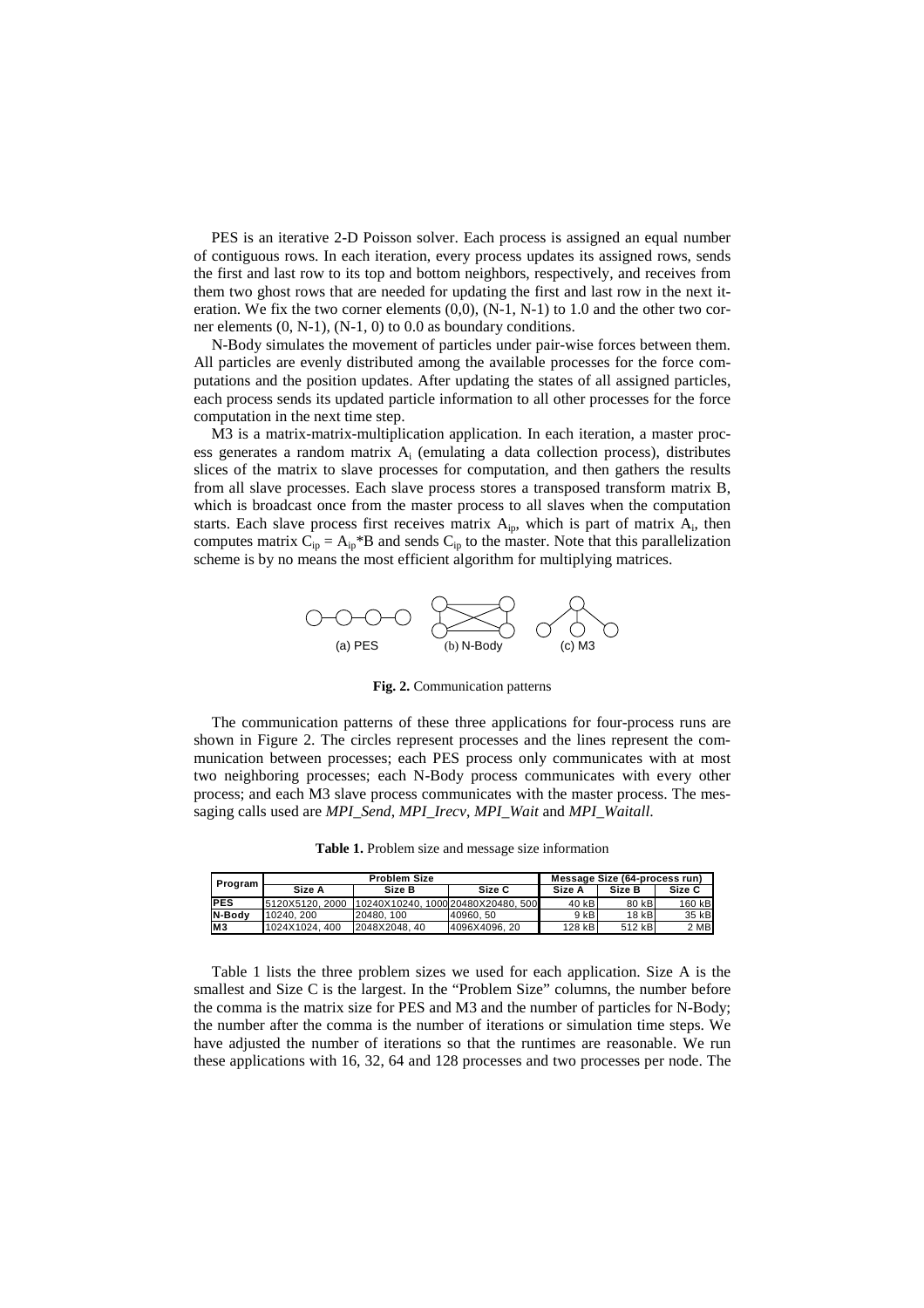PES is an iterative 2-D Poisson solver. Each process is assigned an equal number of contiguous rows. In each iteration, every process updates its assigned rows, sends the first and last row to its top and bottom neighbors, respectively, and receives from them two ghost rows that are needed for updating the first and last row in the next iteration. We fix the two corner elements (0,0), (N-1, N-1) to 1.0 and the other two corner elements (0, N-1), (N-1, 0) to 0.0 as boundary conditions.

N-Body simulates the movement of particles under pair-wise forces between them. All particles are evenly distributed among the available processes for the force computations and the position updates. After updating the states of all assigned particles, each process sends its updated particle information to all other processes for the force computation in the next time step.

M3 is a matrix-matrix-multiplication application. In each iteration, a master process generates a random matrix $A_i$ (emulating a data collection process), distributes slices of the matrix to slave processes for computation, and then gathers the results from all slave processes. Each slave process stores a transposed transform matrix B, which is broadcast once from the master process to all slaves when the computation starts. Each slave process first receives matrix $A_{ip}$, which is part of matrix $A_i$, then computes matrix $C_{ip} = A_{ip}*B$ and sends $C_{ip}$ to the master. Note that this parallelization scheme is by no means the most efficient algorithm for multiplying matrices.

(a) PES (b) N-Body (c) M3

**Fig. 2.** Communication patterns

The communication patterns of these three applications for four-process runs are shown in Figure 2. The circles represent processes and the lines represent the communication between processes; each PES process only communicates with at most two neighboring processes; each N-Body process communicates with every other process; and each M3 slave process communicates with the master process. The messaging calls used are *MPI_Send*, *MPI_Irecv*, *MPI_Wait* and *MPI_Waitall*.

**Table 1.** Problem size and message size information

| Program | Problem Size | | | Message Size (64-process run) | | |
|---|---|---|---|---|---|---|
| | Size A | Size B | Size C | Size A | Size B | Size C |
| PES | 5120X5120, 2000 | 10240X10240, 1000 | 20480X20480, 500 | 40 kB | 80 kB | 160 kB |
| N-Body | 10240, 200 | 20480, 100 | 40960, 50 | 9 kB | 18 kB | 35 kB |
| M3 | 1024X1024, 400 | 2048X2048, 40 | 4096X4096, 20 | 128 kB | 512 kB | 2 MB |

Table 1 lists the three problem sizes we used for each application. Size A is the smallest and Size C is the largest. In the "Problem Size" columns, the number before the comma is the matrix size for PES and M3 and the number of particles for N-Body; the number after the comma is the number of iterations or simulation time steps. We have adjusted the number of iterations so that the runtimes are reasonable. We run these applications with 16, 32, 64 and 128 processes and two processes per node. The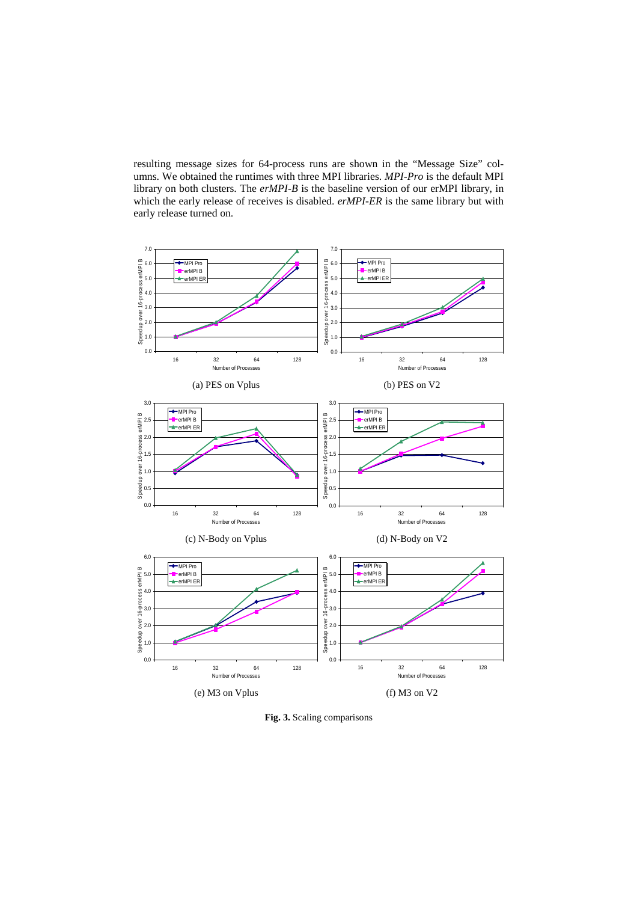resulting message sizes for 64-process runs are shown in the "Message Size" columns. We obtained the runtimes with three MPI libraries. *MPI-Pro* is the default MPI library on both clusters. The *erMPI-B* is the baseline version of our erMPI library, in which the early release of receives is disabled. *erMPI-ER* is the same library but with early release turned on.

(a) PES on Vplus

(b) PES on V2

(c) N-Body on Vplus

(d) N-Body on V2

(e) M3 on Vplus

(f) M3 on V2

**Fig. 3.** Scaling comparisons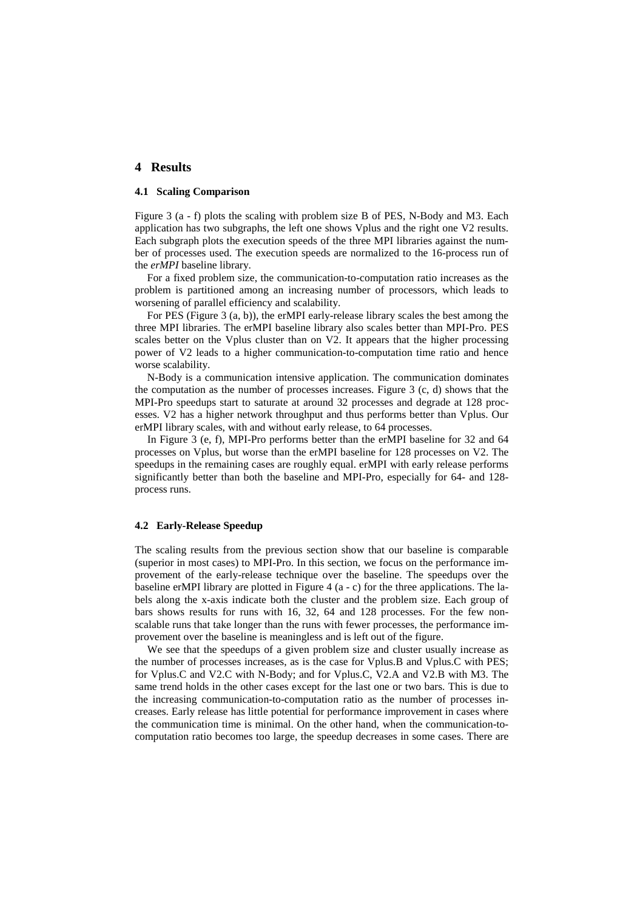## 4 Results

### 4.1 Scaling Comparison

Figure 3 (a - f) plots the scaling with problem size B of PES, N-Body and M3. Each application has two subgraphs, the left one shows Vplus and the right one V2 results. Each subgraph plots the execution speeds of the three MPI libraries against the number of processes used. The execution speeds are normalized to the 16-process run of the *erMPI* baseline library.

For a fixed problem size, the communication-to-computation ratio increases as the problem is partitioned among an increasing number of processors, which leads to worsening of parallel efficiency and scalability.

For PES (Figure 3 (a, b)), the erMPI early-release library scales the best among the three MPI libraries. The erMPI baseline library also scales better than MPI-Pro. PES scales better on the Vplus cluster than on V2. It appears that the higher processing power of V2 leads to a higher communication-to-computation time ratio and hence worse scalability.

N-Body is a communication intensive application. The communication dominates the computation as the number of processes increases. Figure 3 (c, d) shows that the MPI-Pro speedups start to saturate at around 32 processes and degrade at 128 processes. V2 has a higher network throughput and thus performs better than Vplus. Our erMPI library scales, with and without early release, to 64 processes.

In Figure 3 (e, f), MPI-Pro performs better than the erMPI baseline for 32 and 64 processes on Vplus, but worse than the erMPI baseline for 128 processes on V2. The speedups in the remaining cases are roughly equal. erMPI with early release performs significantly better than both the baseline and MPI-Pro, especially for 64- and 128-process runs.

### 4.2 Early-Release Speedup

The scaling results from the previous section show that our baseline is comparable (superior in most cases) to MPI-Pro. In this section, we focus on the performance improvement of the early-release technique over the baseline. The speedups over the baseline erMPI library are plotted in Figure 4 (a - c) for the three applications. The labels along the x-axis indicate both the cluster and the problem size. Each group of bars shows results for runs with 16, 32, 64 and 128 processes. For the few non-scalable runs that take longer than the runs with fewer processes, the performance improvement over the baseline is meaningless and is left out of the figure.

We see that the speedups of a given problem size and cluster usually increase as the number of processes increases, as is the case for Vplus.B and Vplus.C with PES; for Vplus.C and V2.C with N-Body; and for Vplus.C, V2.A and V2.B with M3. The same trend holds in the other cases except for the last one or two bars. This is due to the increasing communication-to-computation ratio as the number of processes increases. Early release has little potential for performance improvement in cases where the communication time is minimal. On the other hand, when the communication-to-computation ratio becomes too large, the speedup decreases in some cases. There are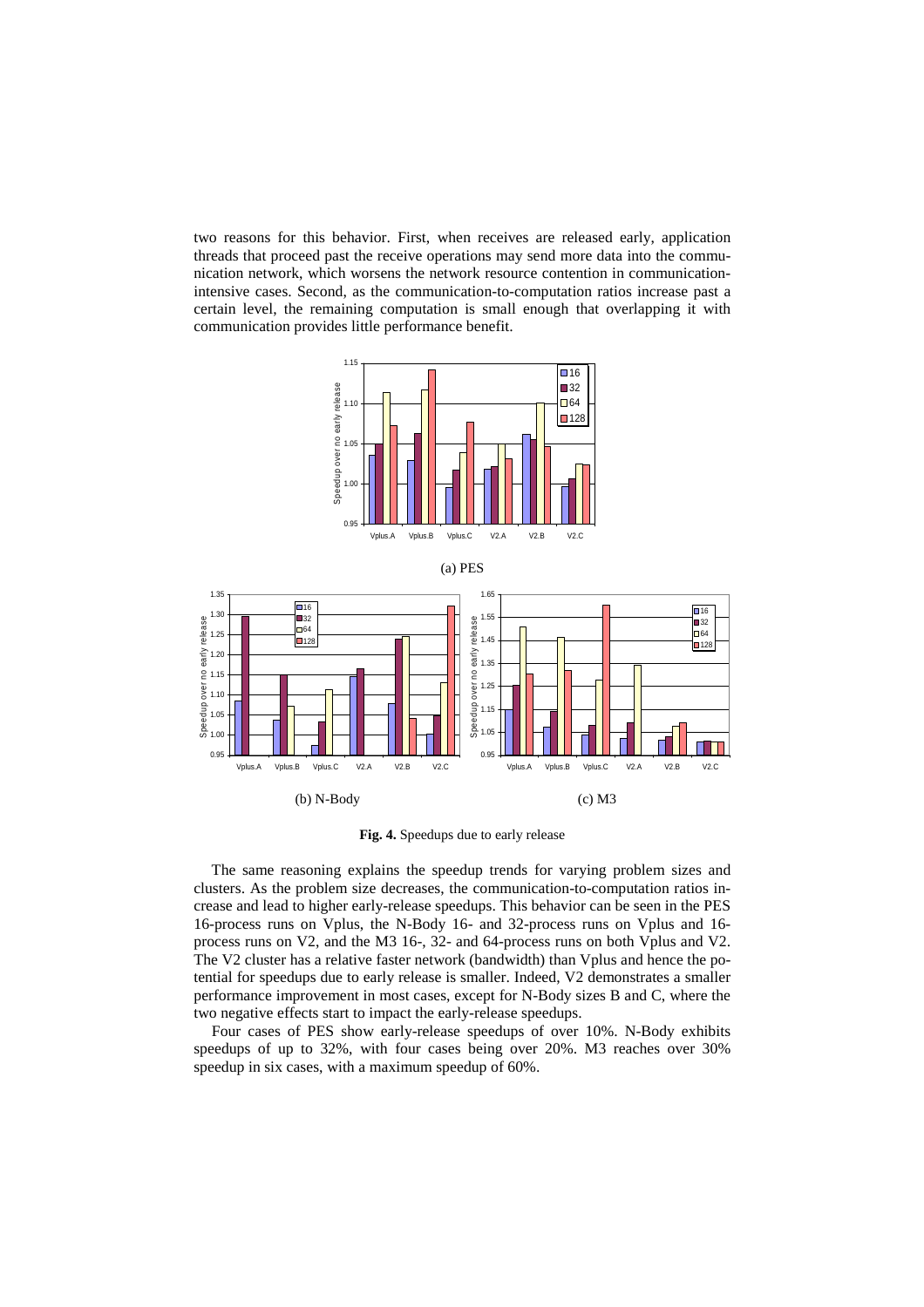two reasons for this behavior. First, when receives are released early, application threads that proceed past the receive operations may send more data into the communication network, which worsens the network resource contention in communication-intensive cases. Second, as the communication-to-computation ratios increase past a certain level, the remaining computation is small enough that overlapping it with communication provides little performance benefit.

(a) PES

(b) N-Body

(c) M3

**Fig. 4.** Speedups due to early release

The same reasoning explains the speedup trends for varying problem sizes and clusters. As the problem size decreases, the communication-to-computation ratios increase and lead to higher early-release speedups. This behavior can be seen in the PES 16-process runs on Vplus, the N-Body 16- and 32-process runs on Vplus and 16-process runs on V2, and the M3 16-, 32- and 64-process runs on both Vplus and V2. The V2 cluster has a relative faster network (bandwidth) than Vplus and hence the potential for speedups due to early release is smaller. Indeed, V2 demonstrates a smaller performance improvement in most cases, except for N-Body sizes B and C, where the two negative effects start to impact the early-release speedups.

Four cases of PES show early-release speedups of over 10%. N-Body exhibits speedups of up to 32%, with four cases being over 20%. M3 reaches over 30% speedup in six cases, with a maximum speedup of 60%.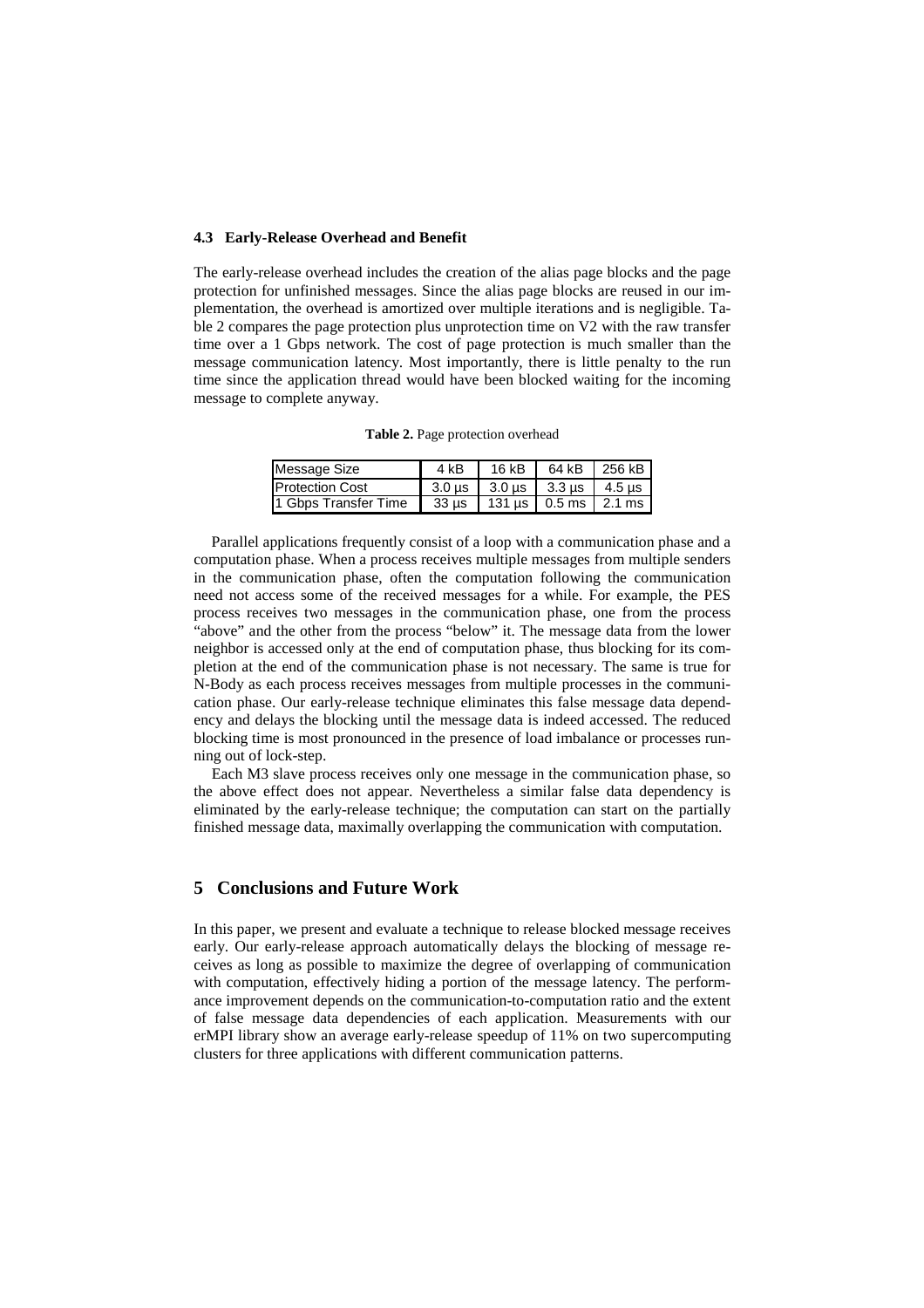### 4.3 Early-Release Overhead and Benefit

The early-release overhead includes the creation of the alias page blocks and the page protection for unfinished messages. Since the alias page blocks are reused in our implementation, the overhead is amortized over multiple iterations and is negligible. Table 2 compares the page protection plus unprotection time on V2 with the raw transfer time over a 1 Gbps network. The cost of page protection is much smaller than the message communication latency. Most importantly, there is little penalty to the run time since the application thread would have been blocked waiting for the incoming message to complete anyway.

**Table 2.** Page protection overhead

| Message Size | 4 kB | 16 kB | 64 kB | 256 kB |
| --- | --- | --- | --- | --- |
| Protection Cost | 3.0 µs | 3.0 µs | 3.3 µs | 4.5 µs |
| 1 Gbps Transfer Time | 33 µs | 131 µs | 0.5 ms | 2.1 ms |

Parallel applications frequently consist of a loop with a communication phase and a computation phase. When a process receives multiple messages from multiple senders in the communication phase, often the computation following the communication need not access some of the received messages for a while. For example, the PES process receives two messages in the communication phase, one from the process "above" and the other from the process "below" it. The message data from the lower neighbor is accessed only at the end of computation phase, thus blocking for its completion at the end of the communication phase is not necessary. The same is true for N-Body as each process receives messages from multiple processes in the communication phase. Our early-release technique eliminates this false message data dependency and delays the blocking until the message data is indeed accessed. The reduced blocking time is most pronounced in the presence of load imbalance or processes running out of lock-step.

Each M3 slave process receives only one message in the communication phase, so the above effect does not appear. Nevertheless a similar false data dependency is eliminated by the early-release technique; the computation can start on the partially finished message data, maximally overlapping the communication with computation.

## 5 Conclusions and Future Work

In this paper, we present and evaluate a technique to release blocked message receives early. Our early-release approach automatically delays the blocking of message receives as long as possible to maximize the degree of overlapping of communication with computation, effectively hiding a portion of the message latency. The performance improvement depends on the communication-to-computation ratio and the extent of false message data dependencies of each application. Measurements with our erMPI library show an average early-release speedup of 11% on two supercomputing clusters for three applications with different communication patterns.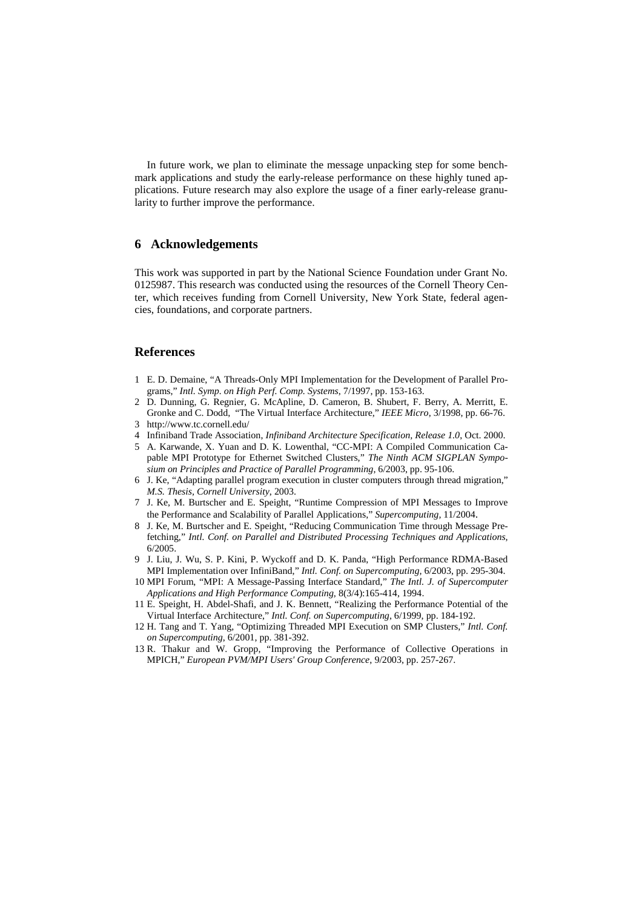In future work, we plan to eliminate the message unpacking step for some benchmark applications and study the early-release performance on these highly tuned applications. Future research may also explore the usage of a finer early-release granularity to further improve the performance.

## 6 Acknowledgements

This work was supported in part by the National Science Foundation under Grant No. 0125987. This research was conducted using the resources of the Cornell Theory Center, which receives funding from Cornell University, New York State, federal agencies, foundations, and corporate partners.

## References

1. E. D. Demaine, "A Threads-Only MPI Implementation for the Development of Parallel Programs," *Intl. Symp. on High Perf. Comp. Systems*, 7/1997, pp. 153-163.
2. D. Dunning, G. Regnier, G. McApline, D. Cameron, B. Shubert, F. Berry, A. Merritt, E. Gronke and C. Dodd, "The Virtual Interface Architecture," *IEEE Micro*, 3/1998, pp. 66-76.
3. http://www.tc.cornell.edu/
4. Infiniband Trade Association, *Infiniband Architecture Specification, Release 1.0*, Oct. 2000.
5. A. Karwande, X. Yuan and D. K. Lowenthal, "CC-MPI: A Compiled Communication Capable MPI Prototype for Ethernet Switched Clusters," *The Ninth ACM SIGPLAN Symposium on Principles and Practice of Parallel Programming*, 6/2003, pp. 95-106.
6. J. Ke, "Adapting parallel program execution in cluster computers through thread migration," *M.S. Thesis, Cornell University*, 2003.
7. J. Ke, M. Burtscher and E. Speight, "Runtime Compression of MPI Messages to Improve the Performance and Scalability of Parallel Applications," *Supercomputing*, 11/2004.
8. J. Ke, M. Burtscher and E. Speight, "Reducing Communication Time through Message Prefetching," *Intl. Conf. on Parallel and Distributed Processing Techniques and Applications*, 6/2005.
9. J. Liu, J. Wu, S. P. Kini, P. Wyckoff and D. K. Panda, "High Performance RDMA-Based MPI Implementation over InfiniBand," *Intl. Conf. on Supercomputing*, 6/2003, pp. 295-304.
10. MPI Forum, "MPI: A Message-Passing Interface Standard," *The Intl. J. of Supercomputer Applications and High Performance Computing*, 8(3/4):165-414, 1994.
11. E. Speight, H. Abdel-Shafi, and J. K. Bennett, "Realizing the Performance Potential of the Virtual Interface Architecture," *Intl. Conf. on Supercomputing*, 6/1999, pp. 184-192.
12. H. Tang and T. Yang, "Optimizing Threaded MPI Execution on SMP Clusters," *Intl. Conf. on Supercomputing*, 6/2001, pp. 381-392.
13. R. Thakur and W. Gropp, "Improving the Performance of Collective Operations in MPICH," *European PVM/MPI Users' Group Conference*, 9/2003, pp. 257-267.